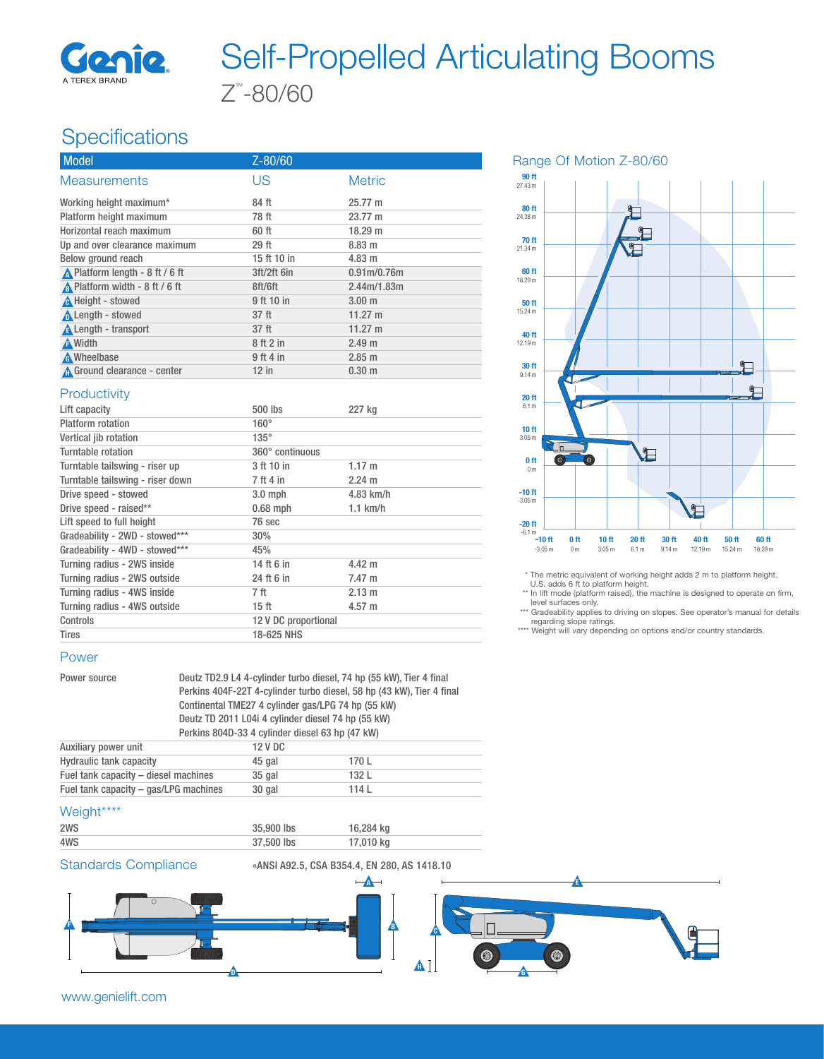# Self-Propelled Articulating Booms

Z™-80/60

## Specifications

| Model | Z-80/60 | |
|---|---|---|
| **Measurements** | **US** | **Metric** |
| Working height maximum* | 84 ft | 25.77 m |
| Platform height maximum | 78 ft | 23.77 m |
| Horizontal reach maximum | 60 ft | 18.29 m |
| Up and over clearance maximum | 29 ft | 8.83 m |
| Below ground reach | 15 ft 10 in | 4.83 m |
| A Platform length - 8 ft / 6 ft | 3ft/2ft 6in | 0.91m/0.76m |
| B Platform width - 8 ft / 6 ft | 8ft/6ft | 2.44m/1.83m |
| C Height - stowed | 9 ft 10 in | 3.00 m |
| D Length - stowed | 37 ft | 11.27 m |
| E Length - transport | 37 ft | 11.27 m |
| F Width | 8 ft 2 in | 2.49 m |
| G Wheelbase | 9 ft 4 in | 2.85 m |
| H Ground clearance - center | 12 in | 0.30 m |

### Productivity

| | | |
|---|---|---|
| Lift capacity | 500 lbs | 227 kg |
| Platform rotation | 160° | |
| Vertical jib rotation | 135° | |
| Turntable rotation | 360° continuous | |
| Turntable tailswing - riser up | 3 ft 10 in | 1.17 m |
| Turntable tailswing - riser down | 7 ft 4 in | 2.24 m |
| Drive speed - stowed | 3.0 mph | 4.83 km/h |
| Drive speed - raised** | 0.68 mph | 1.1 km/h |
| Lift speed to full height | 76 sec | |
| Gradeability - 2WD - stowed*** | 30% | |
| Gradeability - 4WD - stowed*** | 45% | |
| Turning radius - 2WS inside | 14 ft 6 in | 4.42 m |
| Turning radius - 2WS outside | 24 ft 6 in | 7.47 m |
| Turning radius - 4WS inside | 7 ft | 2.13 m |
| Turning radius - 4WS outside | 15 ft | 4.57 m |
| Controls | 12 V DC proportional | |
| Tires | 18-625 NHS | |

### Power

Power source:
- Deutz TD2.9 L4 4-cylinder turbo diesel, 74 hp (55 kW), Tier 4 final
- Perkins 404F-22T 4-cylinder turbo diesel, 58 hp (43 kW), Tier 4 final
- Continental TME27 4 cylinder gas/LPG 74 hp (55 kW)
- Deutz TD 2011 L04i 4 cylinder diesel 74 hp (55 kW)
- Perkins 804D-33 4 cylinder diesel 63 hp (47 kW)

| | | |
|---|---|---|
| Auxiliary power unit | 12 V DC | |
| Hydraulic tank capacity | 45 gal | 170 L |
| Fuel tank capacity – diesel machines | 35 gal | 132 L |
| Fuel tank capacity – gas/LPG machines | 30 gal | 114 L |

### Weight****

| | | |
|---|---|---|
| 2WS | 35,900 lbs | 16,284 kg |
| 4WS | 37,500 lbs | 17,010 kg |

### Standards Compliance

«ANSI A92.5, CSA B354.4, EN 280, AS 1418.10

## Range Of Motion Z-80/60

\* The metric equivalent of working height adds 2 m to platform height. U.S. adds 6 ft to platform height.

\*\* In lift mode (platform raised), the machine is designed to operate on firm, level surfaces only.

\*\*\* Gradeability applies to driving on slopes. See operator's manual for details regarding slope ratings.

\*\*\*\* Weight will vary depending on options and/or country standards.

www.genielift.com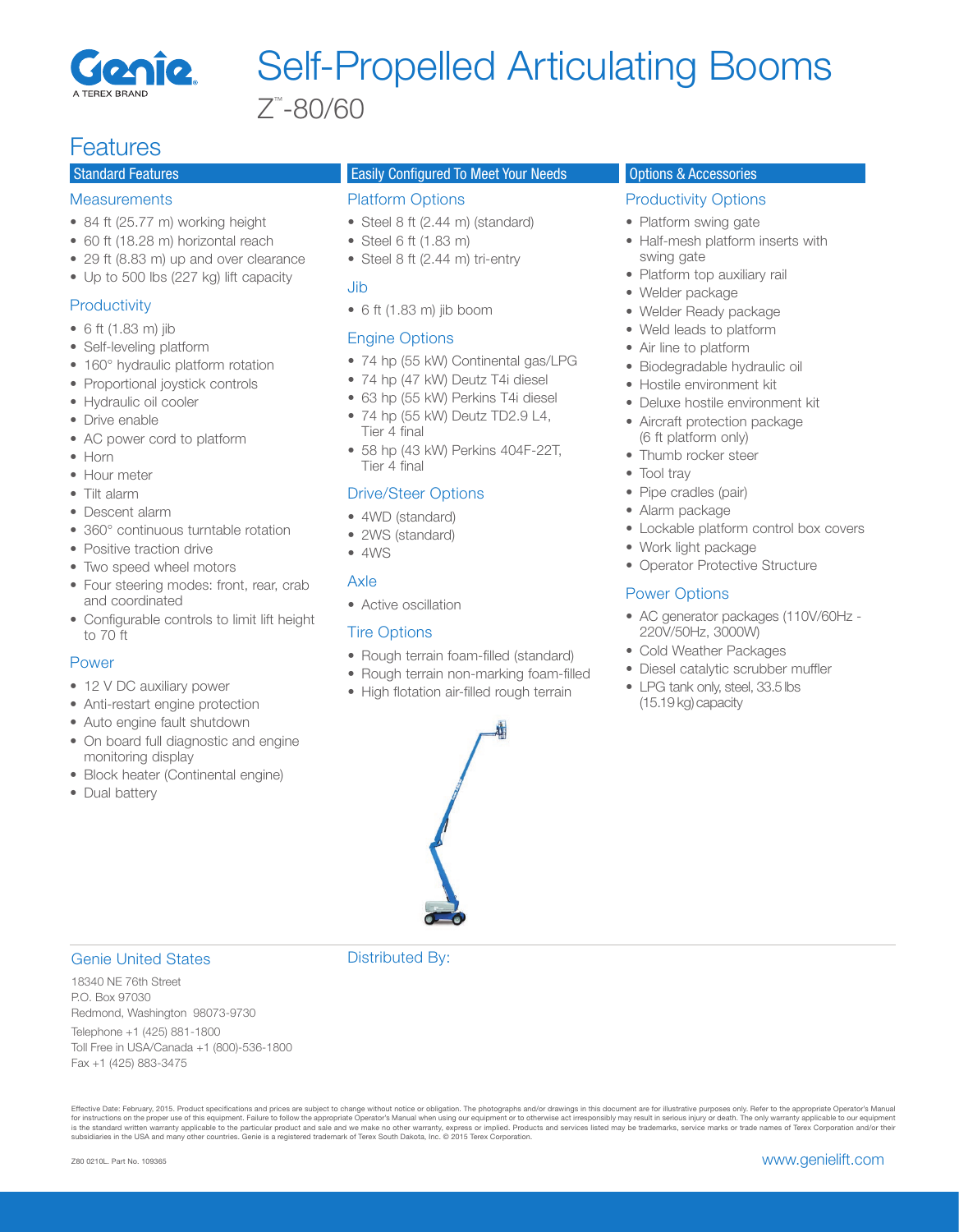# Self-Propelled Articulating Booms

Z™-80/60

## Features

### Standard Features

#### Measurements

- 84 ft (25.77 m) working height
- 60 ft (18.28 m) horizontal reach
- 29 ft (8.83 m) up and over clearance
- Up to 500 lbs (227 kg) lift capacity

#### Productivity

- 6 ft (1.83 m) jib
- Self-leveling platform
- 160° hydraulic platform rotation
- Proportional joystick controls
- Hydraulic oil cooler
- Drive enable
- AC power cord to platform
- Horn
- Hour meter
- Tilt alarm
- Descent alarm
- 360° continuous turntable rotation
- Positive traction drive
- Two speed wheel motors
- Four steering modes: front, rear, crab and coordinated
- Configurable controls to limit lift height to 70 ft

#### Power

- 12 V DC auxiliary power
- Anti-restart engine protection
- Auto engine fault shutdown
- On board full diagnostic and engine monitoring display
- Block heater (Continental engine)
- Dual battery

### Easily Configured To Meet Your Needs

#### Platform Options

- Steel 8 ft (2.44 m) (standard)
- Steel 6 ft (1.83 m)
- Steel 8 ft (2.44 m) tri-entry

#### Jib

- 6 ft (1.83 m) jib boom

#### Engine Options

- 74 hp (55 kW) Continental gas/LPG
- 74 hp (47 kW) Deutz T4i diesel
- 63 hp (55 kW) Perkins T4i diesel
- 74 hp (55 kW) Deutz TD2.9 L4, Tier 4 final
- 58 hp (43 kW) Perkins 404F-22T, Tier 4 final

#### Drive/Steer Options

- 4WD (standard)
- 2WS (standard)
- 4WS

#### Axle

- Active oscillation

#### Tire Options

- Rough terrain foam-filled (standard)
- Rough terrain non-marking foam-filled
- High flotation air-filled rough terrain

### Options & Accessories

#### Productivity Options

- Platform swing gate
- Half-mesh platform inserts with swing gate
- Platform top auxiliary rail
- Welder package
- Welder Ready package
- Weld leads to platform
- Air line to platform
- Biodegradable hydraulic oil
- Hostile environment kit
- Deluxe hostile environment kit
- Aircraft protection package (6 ft platform only)
- Thumb rocker steer
- Tool tray
- Pipe cradles (pair)
- Alarm package
- Lockable platform control box covers
- Work light package
- Operator Protective Structure

#### Power Options

- AC generator packages (110V/60Hz - 220V/50Hz, 3000W)
- Cold Weather Packages
- Diesel catalytic scrubber muffler
- LPG tank only, steel, 33.5 lbs (15.19 kg) capacity

#### Genie United States

18340 NE 76th Street
P.O. Box 97030
Redmond, Washington 98073-9730

Telephone +1 (425) 881-1800
Toll Free in USA/Canada +1 (800)-536-1800
Fax +1 (425) 883-3475

Distributed By:

Effective Date: February, 2015. Product specifications and prices are subject to change without notice or obligation. The photographs and/or drawings in this document are for illustrative purposes only. Refer to the appropriate Operator's Manual for instructions on the proper use of this equipment. Failure to follow the appropriate Operator's Manual when using our equipment or to otherwise act irresponsibly may result in serious injury or death. The only warranty applicable to our equipment is the standard written warranty applicable to the particular product and sale and we make no other warranty, express or implied. Products and services listed may be trademarks, service marks or trade names of Terex Corporation and/or their subsidiaries in the USA and many other countries. Genie is a registered trademark of Terex South Dakota, Inc. © 2015 Terex Corporation.

Z80 0210L. Part No. 109365

www.genielift.com